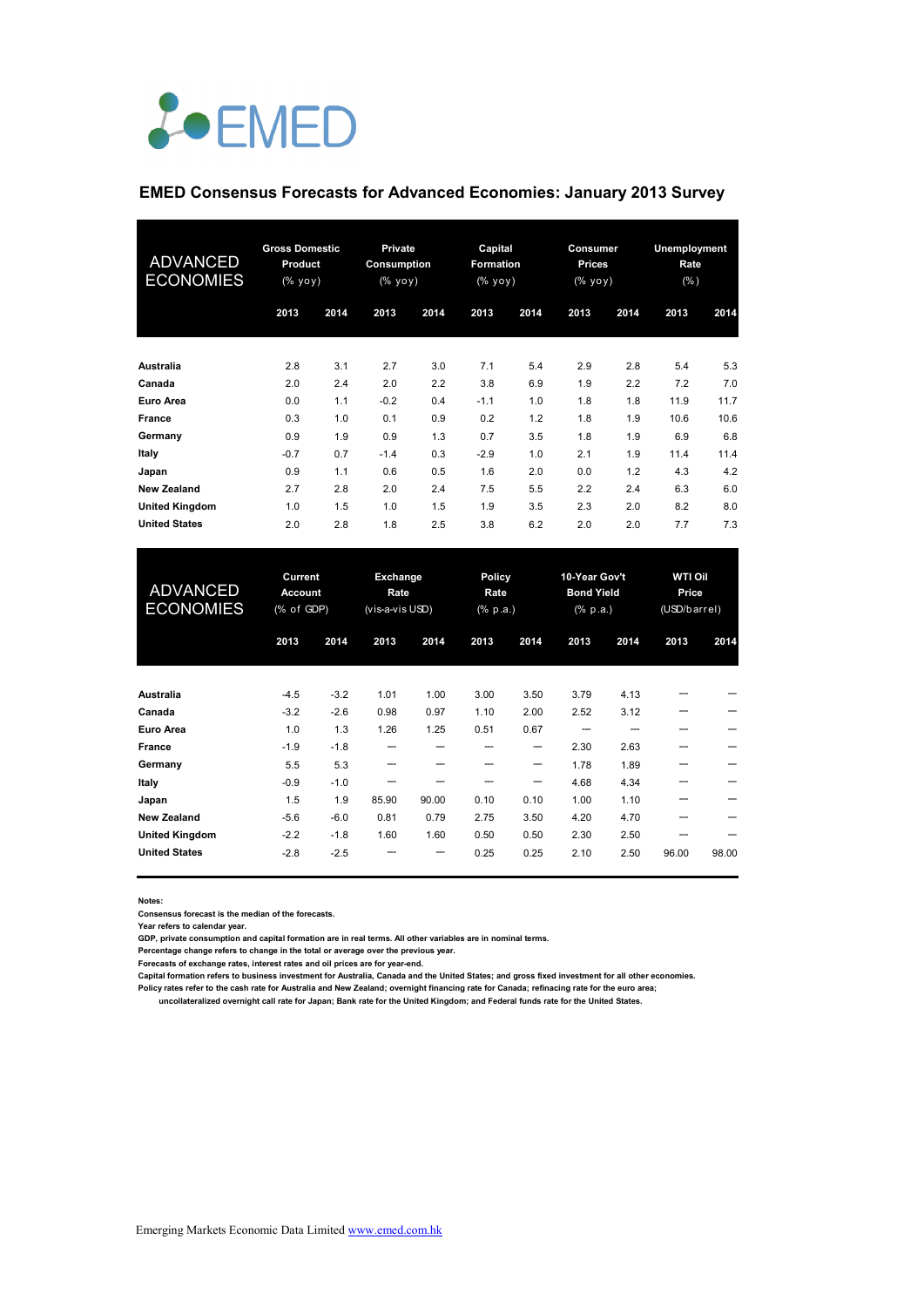# EMED

## EMED Consensus Forecasts for Advanced Economies: January 2013 Survey

| ADVANCED ECONOMIES | Gross Domestic Product (% yoy) | | Private Consumption (% yoy) | | Capital Formation (% yoy) | | Consumer Prices (% yoy) | | Unemployment Rate (%) | |
|---|---|---|---|---|---|---|---|---|---|---|
| | 2013 | 2014 | 2013 | 2014 | 2013 | 2014 | 2013 | 2014 | 2013 | 2014 |
| **Australia** | 2.8 | 3.1 | 2.7 | 3.0 | 7.1 | 5.4 | 2.9 | 2.8 | 5.4 | 5.3 |
| **Canada** | 2.0 | 2.4 | 2.0 | 2.2 | 3.8 | 6.9 | 1.9 | 2.2 | 7.2 | 7.0 |
| **Euro Area** | 0.0 | 1.1 | -0.2 | 0.4 | -1.1 | 1.0 | 1.8 | 1.8 | 11.9 | 11.7 |
| **France** | 0.3 | 1.0 | 0.1 | 0.9 | 0.2 | 1.2 | 1.8 | 1.9 | 10.6 | 10.6 |
| **Germany** | 0.9 | 1.9 | 0.9 | 1.3 | 0.7 | 3.5 | 1.8 | 1.9 | 6.9 | 6.8 |
| **Italy** | -0.7 | 0.7 | -1.4 | 0.3 | -2.9 | 1.0 | 2.1 | 1.9 | 11.4 | 11.4 |
| **Japan** | 0.9 | 1.1 | 0.6 | 0.5 | 1.6 | 2.0 | 0.0 | 1.2 | 4.3 | 4.2 |
| **New Zealand** | 2.7 | 2.8 | 2.0 | 2.4 | 7.5 | 5.5 | 2.2 | 2.4 | 6.3 | 6.0 |
| **United Kingdom** | 1.0 | 1.5 | 1.0 | 1.5 | 1.9 | 3.5 | 2.3 | 2.0 | 8.2 | 8.0 |
| **United States** | 2.0 | 2.8 | 1.8 | 2.5 | 3.8 | 6.2 | 2.0 | 2.0 | 7.7 | 7.3 |

| ADVANCED ECONOMIES | Current Account (% of GDP) | | Exchange Rate (vis-a-vis USD) | | Policy Rate (% p.a.) | | 10-Year Gov't Bond Yield (% p.a.) | | WTI Oil Price (USD/barrel) | |
|---|---|---|---|---|---|---|---|---|---|---|
| | 2013 | 2014 | 2013 | 2014 | 2013 | 2014 | 2013 | 2014 | 2013 | 2014 |
| **Australia** | -4.5 | -3.2 | 1.01 | 1.00 | 3.00 | 3.50 | 3.79 | 4.13 | --- | --- |
| **Canada** | -3.2 | -2.6 | 0.98 | 0.97 | 1.10 | 2.00 | 2.52 | 3.12 | --- | --- |
| **Euro Area** | 1.0 | 1.3 | 1.26 | 1.25 | 0.51 | 0.67 | --- | --- | --- | --- |
| **France** | -1.9 | -1.8 | --- | --- | --- | --- | 2.30 | 2.63 | --- | --- |
| **Germany** | 5.5 | 5.3 | --- | --- | --- | --- | 1.78 | 1.89 | --- | --- |
| **Italy** | -0.9 | -1.0 | --- | --- | --- | --- | 4.68 | 4.34 | --- | --- |
| **Japan** | 1.5 | 1.9 | 85.90 | 90.00 | 0.10 | 0.10 | 1.00 | 1.10 | --- | --- |
| **New Zealand** | -5.6 | -6.0 | 0.81 | 0.79 | 2.75 | 3.50 | 4.20 | 4.70 | --- | --- |
| **United Kingdom** | -2.2 | -1.8 | 1.60 | 1.60 | 0.50 | 0.50 | 2.30 | 2.50 | --- | --- |
| **United States** | -2.8 | -2.5 | --- | --- | 0.25 | 0.25 | 2.10 | 2.50 | 96.00 | 98.00 |

**Notes:**

Consensus forecast is the median of the forecasts.

Year refers to calendar year.

GDP, private consumption and capital formation are in real terms. All other variables are in nominal terms.

Percentage change refers to change in the total or average over the previous year.

Forecasts of exchange rates, interest rates and oil prices are for year-end.

Capital formation refers to business investment for Australia, Canada and the United States; and gross fixed investment for all other economies.

Policy rates refer to the cash rate for Australia and New Zealand; overnight financing rate for Canada; refinacing rate for the euro area; uncollateralized overnight call rate for Japan; Bank rate for the United Kingdom; and Federal funds rate for the United States.

Emerging Markets Economic Data Limited [www.emed.com.hk](www.emed.com.hk)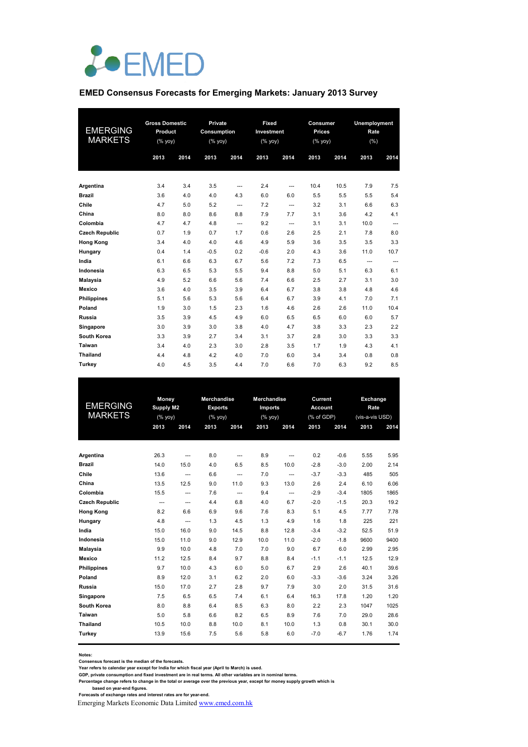# EMED Consensus Forecasts for Emerging Markets: January 2013 Survey

| EMERGING MARKETS | Gross Domestic Product (% yoy) | | Private Consumption (% yoy) | | Fixed Investment (% yoy) | | Consumer Prices (% yoy) | | Unemployment Rate (%) | |
|---|---|---|---|---|---|---|---|---|---|---|
| | 2013 | 2014 | 2013 | 2014 | 2013 | 2014 | 2013 | 2014 | 2013 | 2014 |
| Argentina | 3.4 | 3.4 | 3.5 | --- | 2.4 | --- | 10.4 | 10.5 | 7.9 | 7.5 |
| Brazil | 3.6 | 4.0 | 4.0 | 4.3 | 6.0 | 6.0 | 5.5 | 5.5 | 5.5 | 5.4 |
| Chile | 4.7 | 5.0 | 5.2 | --- | 7.2 | --- | 3.2 | 3.1 | 6.6 | 6.3 |
| China | 8.0 | 8.0 | 8.6 | 8.8 | 7.9 | 7.7 | 3.1 | 3.6 | 4.2 | 4.1 |
| Colombia | 4.7 | 4.7 | 4.8 | --- | 9.2 | --- | 3.1 | 3.1 | 10.0 | --- |
| Czech Republic | 0.7 | 1.9 | 0.7 | 1.7 | 0.6 | 2.6 | 2.5 | 2.1 | 7.8 | 8.0 |
| Hong Kong | 3.4 | 4.0 | 4.0 | 4.6 | 4.9 | 5.9 | 3.6 | 3.5 | 3.5 | 3.3 |
| Hungary | 0.4 | 1.4 | -0.5 | 0.2 | -0.6 | 2.0 | 4.3 | 3.6 | 11.0 | 10.7 |
| India | 6.1 | 6.6 | 6.3 | 6.7 | 5.6 | 7.2 | 7.3 | 6.5 | --- | --- |
| Indonesia | 6.3 | 6.5 | 5.3 | 5.5 | 9.4 | 8.8 | 5.0 | 5.1 | 6.3 | 6.1 |
| Malaysia | 4.9 | 5.2 | 6.6 | 5.6 | 7.4 | 6.6 | 2.5 | 2.7 | 3.1 | 3.0 |
| Mexico | 3.6 | 4.0 | 3.5 | 3.9 | 6.4 | 6.7 | 3.8 | 3.8 | 4.8 | 4.6 |
| Philippines | 5.1 | 5.6 | 5.3 | 5.6 | 6.4 | 6.7 | 3.9 | 4.1 | 7.0 | 7.1 |
| Poland | 1.9 | 3.0 | 1.5 | 2.3 | 1.6 | 4.6 | 2.6 | 2.6 | 11.0 | 10.4 |
| Russia | 3.5 | 3.9 | 4.5 | 4.9 | 6.0 | 6.5 | 6.5 | 6.0 | 6.0 | 5.7 |
| Singapore | 3.0 | 3.9 | 3.0 | 3.8 | 4.0 | 4.7 | 3.8 | 3.3 | 2.3 | 2.2 |
| South Korea | 3.3 | 3.9 | 2.7 | 3.4 | 3.1 | 3.7 | 2.8 | 3.0 | 3.3 | 3.3 |
| Taiwan | 3.4 | 4.0 | 2.3 | 3.0 | 2.8 | 3.5 | 1.7 | 1.9 | 4.3 | 4.1 |
| Thailand | 4.4 | 4.8 | 4.2 | 4.0 | 7.0 | 6.0 | 3.4 | 3.4 | 0.8 | 0.8 |
| Turkey | 4.0 | 4.5 | 3.5 | 4.4 | 7.0 | 6.6 | 7.0 | 6.3 | 9.2 | 8.5 |

| EMERGING MARKETS | Money Supply M2 (% yoy) | | Merchandise Exports (% yoy) | | Merchandise Imports (% yoy) | | Current Account (% of GDP) | | Exchange Rate (vis-a-vis USD) | |
|---|---|---|---|---|---|---|---|---|---|---|
| | 2013 | 2014 | 2013 | 2014 | 2013 | 2014 | 2013 | 2014 | 2013 | 2014 |
| Argentina | 26.3 | --- | 8.0 | --- | 8.9 | --- | 0.2 | -0.6 | 5.55 | 5.95 |
| Brazil | 14.0 | 15.0 | 4.0 | 6.5 | 8.5 | 10.0 | -2.8 | -3.0 | 2.00 | 2.14 |
| Chile | 13.6 | --- | 6.6 | --- | 7.0 | --- | -3.7 | -3.3 | 485 | 505 |
| China | 13.5 | 12.5 | 9.0 | 11.0 | 9.3 | 13.0 | 2.6 | 2.4 | 6.10 | 6.06 |
| Colombia | 15.5 | --- | 7.6 | --- | 9.4 | --- | -2.9 | -3.4 | 1805 | 1865 |
| Czech Republic | --- | --- | 4.4 | 6.8 | 4.0 | 6.7 | -2.0 | -1.5 | 20.3 | 19.2 |
| Hong Kong | 8.2 | 6.6 | 6.9 | 9.6 | 7.6 | 8.3 | 5.1 | 4.5 | 7.77 | 7.78 |
| Hungary | 4.8 | --- | 1.3 | 4.5 | 1.3 | 4.9 | 1.6 | 1.8 | 225 | 221 |
| India | 15.0 | 16.0 | 9.0 | 14.5 | 8.8 | 12.8 | -3.4 | -3.2 | 52.5 | 51.9 |
| Indonesia | 15.0 | 11.0 | 9.0 | 12.9 | 10.0 | 11.0 | -2.0 | -1.8 | 9600 | 9400 |
| Malaysia | 9.9 | 10.0 | 4.8 | 7.0 | 7.0 | 9.0 | 6.7 | 6.0 | 2.99 | 2.95 |
| Mexico | 11.2 | 12.5 | 8.4 | 9.7 | 8.8 | 8.4 | -1.1 | -1.1 | 12.5 | 12.9 |
| Philippines | 9.7 | 10.0 | 4.3 | 6.0 | 5.0 | 6.7 | 2.9 | 2.6 | 40.1 | 39.6 |
| Poland | 8.9 | 12.0 | 3.1 | 6.2 | 2.0 | 6.0 | -3.3 | -3.6 | 3.24 | 3.26 |
| Russia | 15.0 | 17.0 | 2.7 | 2.8 | 9.7 | 7.9 | 3.0 | 2.0 | 31.5 | 31.6 |
| Singapore | 7.5 | 6.5 | 6.5 | 7.4 | 6.1 | 6.4 | 16.3 | 17.8 | 1.20 | 1.20 |
| South Korea | 8.0 | 8.8 | 6.4 | 8.5 | 6.3 | 8.0 | 2.2 | 2.3 | 1047 | 1025 |
| Taiwan | 5.0 | 5.8 | 6.6 | 8.2 | 6.5 | 8.9 | 7.6 | 7.0 | 29.0 | 28.6 |
| Thailand | 10.5 | 10.0 | 8.8 | 10.0 | 8.1 | 10.0 | 1.3 | 0.8 | 30.1 | 30.0 |
| Turkey | 13.9 | 15.6 | 7.5 | 5.6 | 5.8 | 6.0 | -7.0 | -6.7 | 1.76 | 1.74 |

**Notes:**
Consensus forecast is the median of the forecasts.
Year refers to calendar year except for India for which fiscal year (April to March) is used.
GDP, private consumption and fixed investment are in real terms. All other variables are in nominal terms.
Percentage change refers to change in the total or average over the previous year, except for money supply growth which is based on year-end figures.
Forecasts of exchange rates and interest rates are for year-end.

Emerging Markets Economic Data Limited [www.emed.com.hk](www.emed.com.hk)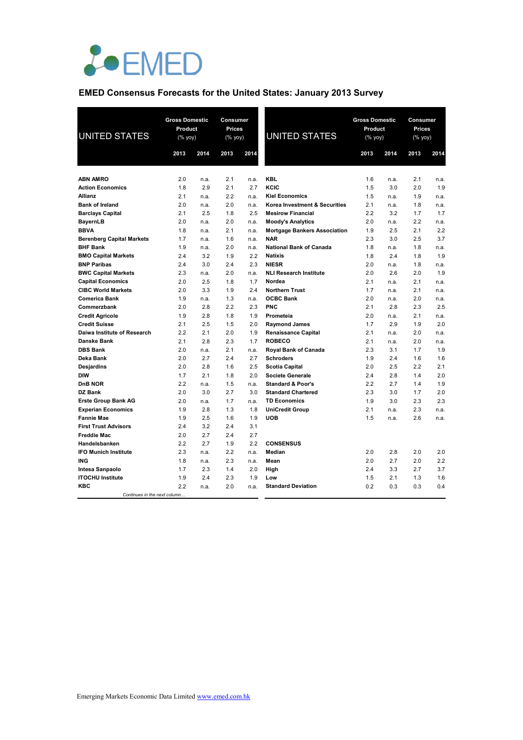EMED

## EMED Consensus Forecasts for the United States: January 2013 Survey

| UNITED STATES | Gross Domestic Product (% yoy) | | Consumer Prices (% yoy) | |
|---|---|---|---|---|
| | 2013 | 2014 | 2013 | 2014 |
| ABN AMRO | 2.0 | n.a. | 2.1 | n.a. |
| Action Economics | 1.8 | 2.9 | 2.1 | 2.7 |
| Allianz | 2.1 | n.a. | 2.2 | n.a. |
| Bank of Ireland | 2.0 | n.a. | 2.0 | n.a. |
| Barclays Capital | 2.1 | 2.5 | 1.8 | 2.5 |
| BayernLB | 2.0 | n.a. | 2.0 | n.a. |
| BBVA | 1.8 | n.a. | 2.1 | n.a. |
| Berenberg Capital Markets | 1.7 | n.a. | 1.6 | n.a. |
| BHF Bank | 1.9 | n.a. | 2.0 | n.a. |
| BMO Capital Markets | 2.4 | 3.2 | 1.9 | 2.2 |
| BNP Paribas | 2.4 | 3.0 | 2.4 | 2.3 |
| BWC Capital Markets | 2.3 | n.a. | 2.0 | n.a. |
| Capital Economics | 2.0 | 2.5 | 1.8 | 1.7 |
| CIBC World Markets | 2.0 | 3.3 | 1.9 | 2.4 |
| Comerica Bank | 1.9 | n.a. | 1.3 | n.a. |
| Commerzbank | 2.0 | 2.8 | 2.2 | 2.3 |
| Credit Agricole | 1.9 | 2.8 | 1.8 | 1.9 |
| Credit Suisse | 2.1 | 2.5 | 1.5 | 2.0 |
| Daiwa Institute of Research | 2.2 | 2.1 | 2.0 | 1.9 |
| Danske Bank | 2.1 | 2.8 | 2.3 | 1.7 |
| DBS Bank | 2.0 | n.a. | 2.1 | n.a. |
| Deka Bank | 2.0 | 2.7 | 2.4 | 2.7 |
| Desjardins | 2.0 | 2.8 | 1.6 | 2.5 |
| DIW | 1.7 | 2.1 | 1.8 | 2.0 |
| DnB NOR | 2.2 | n.a. | 1.5 | n.a. |
| DZ Bank | 2.0 | 3.0 | 2.7 | 3.0 |
| Erste Group Bank AG | 2.0 | n.a. | 1.7 | n.a. |
| Experian Economics | 1.9 | 2.8 | 1.3 | 1.8 |
| Fannie Mae | 1.9 | 2.5 | 1.6 | 1.9 |
| First Trust Advisors | 2.4 | 3.2 | 2.4 | 3.1 |
| Freddie Mac | 2.0 | 2.7 | 2.4 | 2.7 |
| Handelsbanken | 2.2 | 2.7 | 1.9 | 2.2 |
| IFO Munich Institute | 2.3 | n.a. | 2.2 | n.a. |
| ING | 1.8 | n.a. | 2.3 | n.a. |
| Intesa Sanpaolo | 1.7 | 2.3 | 1.4 | 2.0 |
| ITOCHU Institute | 1.9 | 2.4 | 2.3 | 1.9 |
| KBC | 2.2 | n.a. | 2.0 | n.a. |
| KBL | 1.6 | n.a. | 2.1 | n.a. |
| KCIC | 1.5 | 3.0 | 2.0 | 1.9 |
| Kiel Economics | 1.5 | n.a. | 1.9 | n.a. |
| Korea Investment & Securities | 2.1 | n.a. | 1.8 | n.a. |
| Mesirow Financial | 2.2 | 3.2 | 1.7 | 1.7 |
| Moody's Analytics | 2.0 | n.a. | 2.2 | n.a. |
| Mortgage Bankers Association | 1.9 | 2.5 | 2.1 | 2.2 |
| NAR | 2.3 | 3.0 | 2.5 | 3.7 |
| National Bank of Canada | 1.8 | n.a. | 1.8 | n.a. |
| Natixis | 1.8 | 2.4 | 1.8 | 1.9 |
| NIESR | 2.0 | n.a. | 1.8 | n.a. |
| NLI Research Institute | 2.0 | 2.6 | 2.0 | 1.9 |
| Nordea | 2.1 | n.a. | 2.1 | n.a. |
| Northern Trust | 1.7 | n.a. | 2.1 | n.a. |
| OCBC Bank | 2.0 | n.a. | 2.0 | n.a. |
| PNC | 2.1 | 2.8 | 2.3 | 2.5 |
| Prometeia | 2.0 | n.a. | 2.1 | n.a. |
| Raymond James | 1.7 | 2.9 | 1.9 | 2.0 |
| Renaissance Capital | 2.1 | n.a. | 2.0 | n.a. |
| ROBECO | 2.1 | n.a. | 2.0 | n.a. |
| Royal Bank of Canada | 2.3 | 3.1 | 1.7 | 1.9 |
| Schroders | 1.9 | 2.4 | 1.6 | 1.6 |
| Scotia Capital | 2.0 | 2.5 | 2.2 | 2.1 |
| Societe Generale | 2.4 | 2.8 | 1.4 | 2.0 |
| Standard & Poor's | 2.2 | 2.7 | 1.4 | 1.9 |
| Standard Chartered | 2.3 | 3.0 | 1.7 | 2.0 |
| TD Economics | 1.9 | 3.0 | 2.3 | 2.3 |
| UniCredit Group | 2.1 | n.a. | 2.3 | n.a. |
| UOB | 1.5 | n.a. | 2.6 | n.a. |
| **CONSENSUS** | | | | |
| Median | 2.0 | 2.8 | 2.0 | 2.0 |
| Mean | 2.0 | 2.7 | 2.0 | 2.2 |
| High | 2.4 | 3.3 | 2.7 | 3.7 |
| Low | 1.5 | 2.1 | 1.3 | 1.6 |
| Standard Deviation | 0.2 | 0.3 | 0.3 | 0.4 |

Emerging Markets Economic Data Limited www.emed.com.hk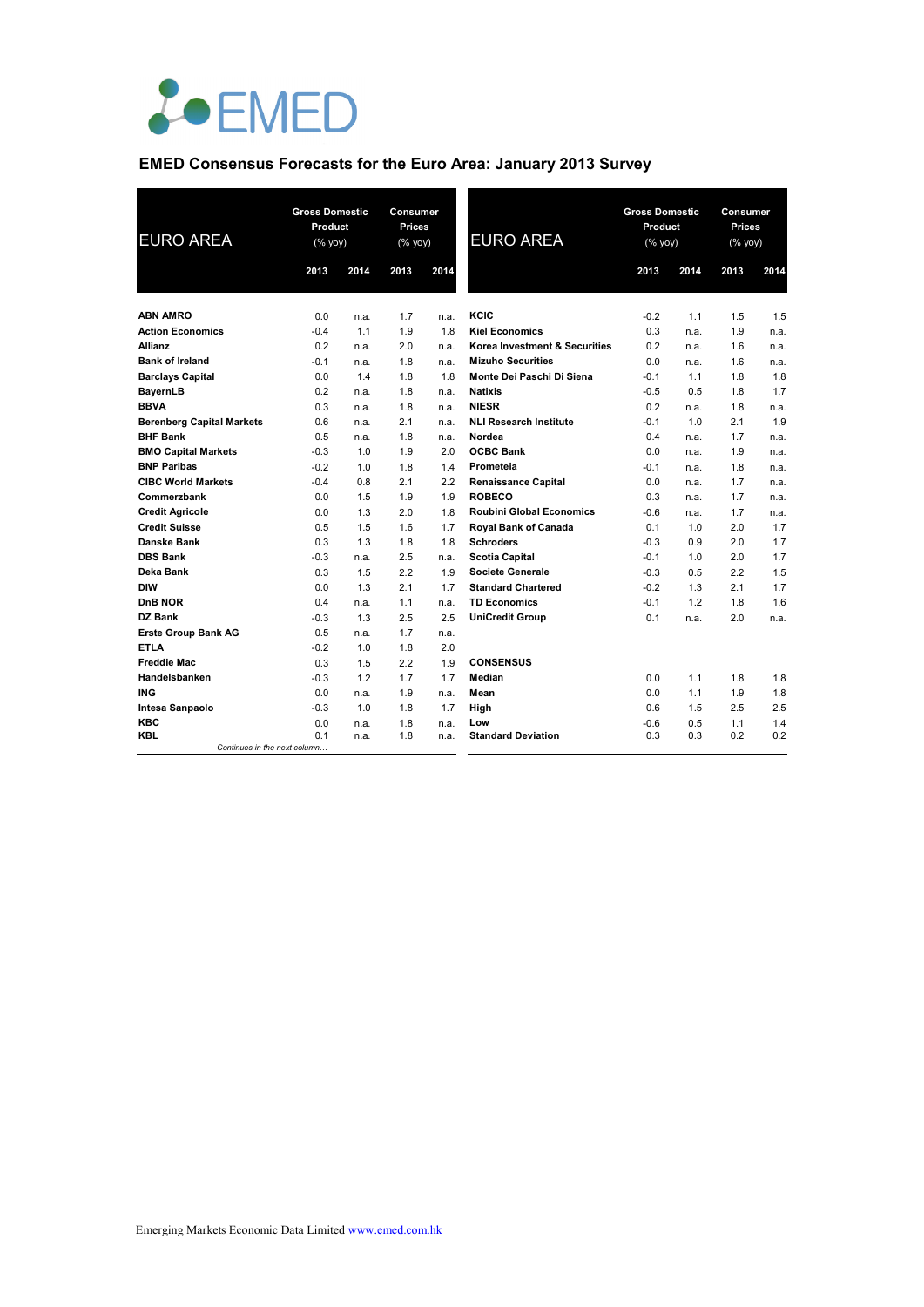EMED

## EMED Consensus Forecasts for the Euro Area: January 2013 Survey

| EURO AREA | Gross Domestic Product (% yoy) | | Consumer Prices (% yoy) | |
|---|---|---|---|---|
| | 2013 | 2014 | 2013 | 2014 |
| **ABN AMRO** | 0.0 | n.a. | 1.7 | n.a. |
| **Action Economics** | -0.4 | 1.1 | 1.9 | 1.8 |
| **Allianz** | 0.2 | n.a. | 2.0 | n.a. |
| **Bank of Ireland** | -0.1 | n.a. | 1.8 | n.a. |
| **Barclays Capital** | 0.0 | 1.4 | 1.8 | 1.8 |
| **BayernLB** | 0.2 | n.a. | 1.8 | n.a. |
| **BBVA** | 0.3 | n.a. | 1.8 | n.a. |
| **Berenberg Capital Markets** | 0.6 | n.a. | 2.1 | n.a. |
| **BHF Bank** | 0.5 | n.a. | 1.8 | n.a. |
| **BMO Capital Markets** | -0.3 | 1.0 | 1.9 | 2.0 |
| **BNP Paribas** | -0.2 | 1.0 | 1.8 | 1.4 |
| **CIBC World Markets** | -0.4 | 0.8 | 2.1 | 2.2 |
| **Commerzbank** | 0.0 | 1.5 | 1.9 | 1.9 |
| **Credit Agricole** | 0.0 | 1.3 | 2.0 | 1.8 |
| **Credit Suisse** | 0.5 | 1.5 | 1.6 | 1.7 |
| **Danske Bank** | 0.3 | 1.3 | 1.8 | 1.8 |
| **DBS Bank** | -0.3 | n.a. | 2.5 | n.a. |
| **Deka Bank** | 0.3 | 1.5 | 2.2 | 1.9 |
| **DIW** | 0.0 | 1.3 | 2.1 | 1.7 |
| **DnB NOR** | 0.4 | n.a. | 1.1 | n.a. |
| **DZ Bank** | -0.3 | 1.3 | 2.5 | 2.5 |
| **Erste Group Bank AG** | 0.5 | n.a. | 1.7 | n.a. |
| **ETLA** | -0.2 | 1.0 | 1.8 | 2.0 |
| **Freddie Mac** | 0.3 | 1.5 | 2.2 | 1.9 |
| **Handelsbanken** | -0.3 | 1.2 | 1.7 | 1.7 |
| **ING** | 0.0 | n.a. | 1.9 | n.a. |
| **Intesa Sanpaolo** | -0.3 | 1.0 | 1.8 | 1.7 |
| **KBC** | 0.0 | n.a. | 1.8 | n.a. |
| **KBL** | 0.1 | n.a. | 1.8 | n.a. |
| **KCIC** | -0.2 | 1.1 | 1.5 | 1.5 |
| **Kiel Economics** | 0.3 | n.a. | 1.9 | n.a. |
| **Korea Investment & Securities** | 0.2 | n.a. | 1.6 | n.a. |
| **Mizuho Securities** | 0.0 | n.a. | 1.6 | n.a. |
| **Monte Dei Paschi Di Siena** | -0.1 | 1.1 | 1.8 | 1.8 |
| **Natixis** | -0.5 | 0.5 | 1.8 | 1.7 |
| **NIESR** | 0.2 | n.a. | 1.8 | n.a. |
| **NLI Research Institute** | -0.1 | 1.0 | 2.1 | 1.9 |
| **Nordea** | 0.4 | n.a. | 1.7 | n.a. |
| **OCBC Bank** | 0.0 | n.a. | 1.9 | n.a. |
| **Prometeia** | -0.1 | n.a. | 1.8 | n.a. |
| **Renaissance Capital** | 0.0 | n.a. | 1.7 | n.a. |
| **ROBECO** | 0.3 | n.a. | 1.7 | n.a. |
| **Roubini Global Economics** | -0.6 | n.a. | 1.7 | n.a. |
| **Royal Bank of Canada** | 0.1 | 1.0 | 2.0 | 1.7 |
| **Schroders** | -0.3 | 0.9 | 2.0 | 1.7 |
| **Scotia Capital** | -0.1 | 1.0 | 2.0 | 1.7 |
| **Societe Generale** | -0.3 | 0.5 | 2.2 | 1.5 |
| **Standard Chartered** | -0.2 | 1.3 | 2.1 | 1.7 |
| **TD Economics** | -0.1 | 1.2 | 1.8 | 1.6 |
| **UniCredit Group** | 0.1 | n.a. | 2.0 | n.a. |
| **CONSENSUS** | | | | |
| **Median** | 0.0 | 1.1 | 1.8 | 1.8 |
| **Mean** | 0.0 | 1.1 | 1.9 | 1.8 |
| **High** | 0.6 | 1.5 | 2.5 | 2.5 |
| **Low** | -0.6 | 0.5 | 1.1 | 1.4 |
| **Standard Deviation** | 0.3 | 0.3 | 0.2 | 0.2 |

*Continues in the next column…*

Emerging Markets Economic Data Limited www.emed.com.hk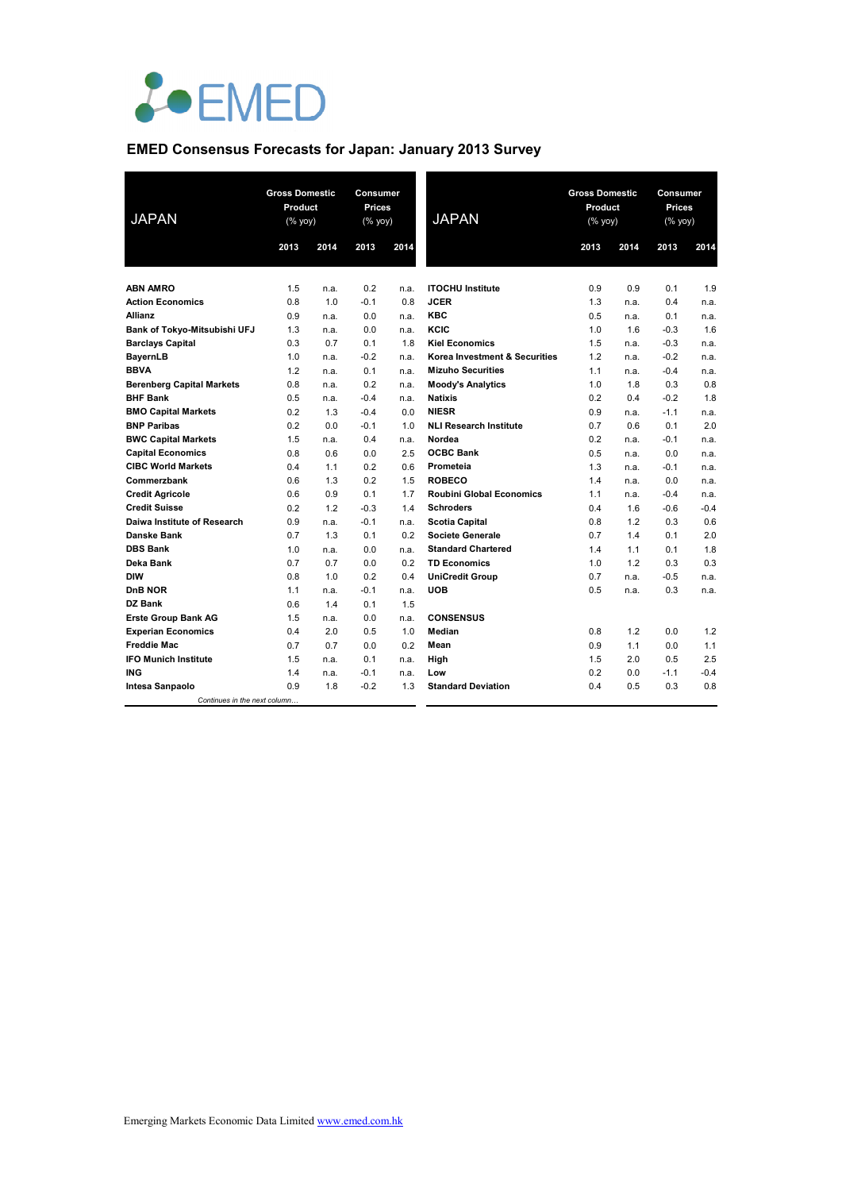# EMED

## EMED Consensus Forecasts for Japan: January 2013 Survey

| JAPAN | Gross Domestic Product (% yoy) | | Consumer Prices (% yoy) | |
|---|---|---|---|---|
| | 2013 | 2014 | 2013 | 2014 |
| **ABN AMRO** | 1.5 | n.a. | 0.2 | n.a. |
| **Action Economics** | 0.8 | 1.0 | -0.1 | 0.8 |
| **Allianz** | 0.9 | n.a. | 0.0 | n.a. |
| **Bank of Tokyo-Mitsubishi UFJ** | 1.3 | n.a. | 0.0 | n.a. |
| **Barclays Capital** | 0.3 | 0.7 | 0.1 | 1.8 |
| **BayernLB** | 1.0 | n.a. | -0.2 | n.a. |
| **BBVA** | 1.2 | n.a. | 0.1 | n.a. |
| **Berenberg Capital Markets** | 0.8 | n.a. | 0.2 | n.a. |
| **BHF Bank** | 0.5 | n.a. | -0.4 | n.a. |
| **BMO Capital Markets** | 0.2 | 1.3 | -0.4 | 0.0 |
| **BNP Paribas** | 0.2 | 0.0 | -0.1 | 1.0 |
| **BWC Capital Markets** | 1.5 | n.a. | 0.4 | n.a. |
| **Capital Economics** | 0.8 | 0.6 | 0.0 | 2.5 |
| **CIBC World Markets** | 0.4 | 1.1 | 0.2 | 0.6 |
| **Commerzbank** | 0.6 | 1.3 | 0.2 | 1.5 |
| **Credit Agricole** | 0.6 | 0.9 | 0.1 | 1.7 |
| **Credit Suisse** | 0.2 | 1.2 | -0.3 | 1.4 |
| **Daiwa Institute of Research** | 0.9 | n.a. | -0.1 | n.a. |
| **Danske Bank** | 0.7 | 1.3 | 0.1 | 0.2 |
| **DBS Bank** | 1.0 | n.a. | 0.0 | n.a. |
| **Deka Bank** | 0.7 | 0.7 | 0.0 | 0.2 |
| **DIW** | 0.8 | 1.0 | 0.2 | 0.4 |
| **DnB NOR** | 1.1 | n.a. | -0.1 | n.a. |
| **DZ Bank** | 0.6 | 1.4 | 0.1 | 1.5 |
| **Erste Group Bank AG** | 1.5 | n.a. | 0.0 | n.a. |
| **Experian Economics** | 0.4 | 2.0 | 0.5 | 1.0 |
| **Freddie Mac** | 0.7 | 0.7 | 0.0 | 0.2 |
| **IFO Munich Institute** | 1.5 | n.a. | 0.1 | n.a. |
| **ING** | 1.4 | n.a. | -0.1 | n.a. |
| **Intesa Sanpaolo** | 0.9 | 1.8 | -0.2 | 1.3 |

*Continues in the next column…*

| JAPAN | Gross Domestic Product (% yoy) | | Consumer Prices (% yoy) | |
|---|---|---|---|---|
| | 2013 | 2014 | 2013 | 2014 |
| **ITOCHU Institute** | 0.9 | 0.9 | 0.1 | 1.9 |
| **JCER** | 1.3 | n.a. | 0.4 | n.a. |
| **KBC** | 0.5 | n.a. | 0.1 | n.a. |
| **KCIC** | 1.0 | 1.6 | -0.3 | 1.6 |
| **Kiel Economics** | 1.5 | n.a. | -0.3 | n.a. |
| **Korea Investment & Securities** | 1.2 | n.a. | -0.2 | n.a. |
| **Mizuho Securities** | 1.1 | n.a. | -0.4 | n.a. |
| **Moody's Analytics** | 1.0 | 1.8 | 0.3 | 0.8 |
| **Natixis** | 0.2 | 0.4 | -0.2 | 1.8 |
| **NIESR** | 0.9 | n.a. | -1.1 | n.a. |
| **NLI Research Institute** | 0.7 | 0.6 | 0.1 | 2.0 |
| **Nordea** | 0.2 | n.a. | -0.1 | n.a. |
| **OCBC Bank** | 0.5 | n.a. | 0.0 | n.a. |
| **Prometeia** | 1.3 | n.a. | -0.1 | n.a. |
| **ROBECO** | 1.4 | n.a. | 0.0 | n.a. |
| **Roubini Global Economics** | 1.1 | n.a. | -0.4 | n.a. |
| **Schroders** | 0.4 | 1.6 | -0.6 | -0.4 |
| **Scotia Capital** | 0.8 | 1.2 | 0.3 | 0.6 |
| **Societe Generale** | 0.7 | 1.4 | 0.1 | 2.0 |
| **Standard Chartered** | 1.4 | 1.1 | 0.1 | 1.8 |
| **TD Economics** | 1.0 | 1.2 | 0.3 | 0.3 |
| **UniCredit Group** | 0.7 | n.a. | -0.5 | n.a. |
| **UOB** | 0.5 | n.a. | 0.3 | n.a. |
| | | | | |
| **CONSENSUS** | | | | |
| **Median** | 0.8 | 1.2 | 0.0 | 1.2 |
| **Mean** | 0.9 | 1.1 | 0.0 | 1.1 |
| **High** | 1.5 | 2.0 | 0.5 | 2.5 |
| **Low** | 0.2 | 0.0 | -1.1 | -0.4 |
| **Standard Deviation** | 0.4 | 0.5 | 0.3 | 0.8 |

Emerging Markets Economic Data Limited www.emed.com.hk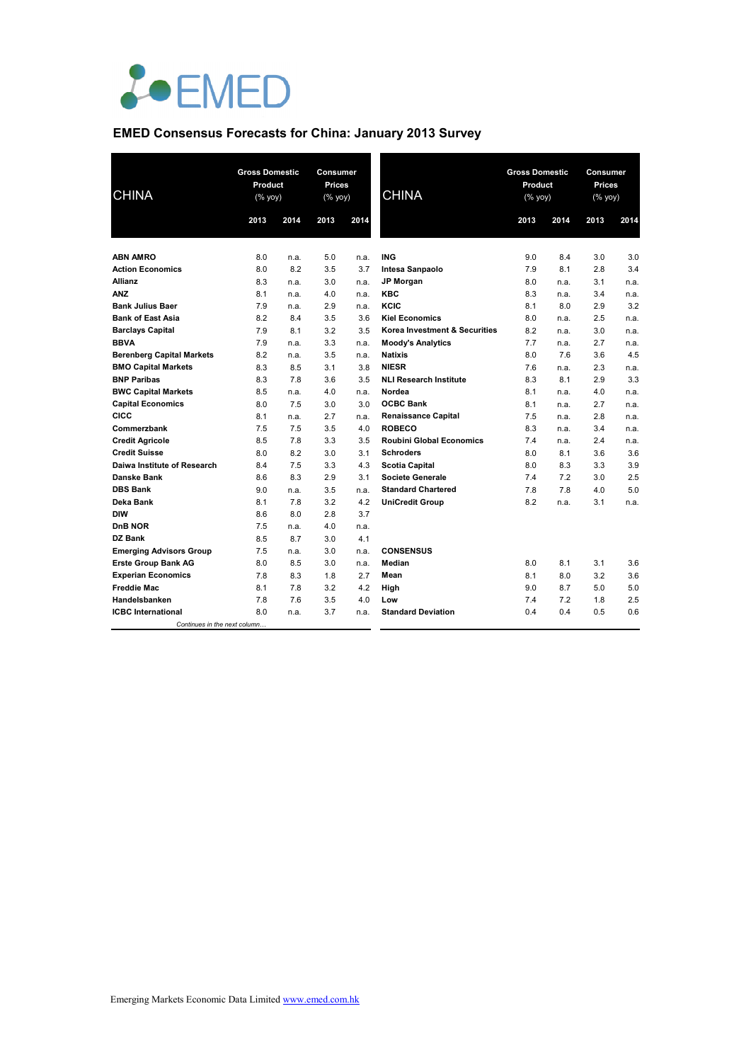EMED

## EMED Consensus Forecasts for China: January 2013 Survey

| CHINA | Gross Domestic Product (% yoy) | | Consumer Prices (% yoy) | |
|---|---|---|---|---|
| | 2013 | 2014 | 2013 | 2014 |
| **ABN AMRO** | 8.0 | n.a. | 5.0 | n.a. |
| **Action Economics** | 8.0 | 8.2 | 3.5 | 3.7 |
| **Allianz** | 8.3 | n.a. | 3.0 | n.a. |
| **ANZ** | 8.1 | n.a. | 4.0 | n.a. |
| **Bank Julius Baer** | 7.9 | n.a. | 2.9 | n.a. |
| **Bank of East Asia** | 8.2 | 8.4 | 3.5 | 3.6 |
| **Barclays Capital** | 7.9 | 8.1 | 3.2 | 3.5 |
| **BBVA** | 7.9 | n.a. | 3.3 | n.a. |
| **Berenberg Capital Markets** | 8.2 | n.a. | 3.5 | n.a. |
| **BMO Capital Markets** | 8.3 | 8.5 | 3.1 | 3.8 |
| **BNP Paribas** | 8.3 | 7.8 | 3.6 | 3.5 |
| **BWC Capital Markets** | 8.5 | n.a. | 4.0 | n.a. |
| **Capital Economics** | 8.0 | 7.5 | 3.0 | 3.0 |
| **CICC** | 8.1 | n.a. | 2.7 | n.a. |
| **Commerzbank** | 7.5 | 7.5 | 3.5 | 4.0 |
| **Credit Agricole** | 8.5 | 7.8 | 3.3 | 3.5 |
| **Credit Suisse** | 8.0 | 8.2 | 3.0 | 3.1 |
| **Daiwa Institute of Research** | 8.4 | 7.5 | 3.3 | 4.3 |
| **Danske Bank** | 8.6 | 8.3 | 2.9 | 3.1 |
| **DBS Bank** | 9.0 | n.a. | 3.5 | n.a. |
| **Deka Bank** | 8.1 | 7.8 | 3.2 | 4.2 |
| **DIW** | 8.6 | 8.0 | 2.8 | 3.7 |
| **DnB NOR** | 7.5 | n.a. | 4.0 | n.a. |
| **DZ Bank** | 8.5 | 8.7 | 3.0 | 4.1 |
| **Emerging Advisors Group** | 7.5 | n.a. | 3.0 | n.a. |
| **Erste Group Bank AG** | 8.0 | 8.5 | 3.0 | n.a. |
| **Experian Economics** | 7.8 | 8.3 | 1.8 | 2.7 |
| **Freddie Mac** | 8.1 | 7.8 | 3.2 | 4.2 |
| **Handelsbanken** | 7.8 | 7.6 | 3.5 | 4.0 |
| **ICBC International** | 8.0 | n.a. | 3.7 | n.a. |
| **ING** | 9.0 | 8.4 | 3.0 | 3.0 |
| **Intesa Sanpaolo** | 7.9 | 8.1 | 2.8 | 3.4 |
| **JP Morgan** | 8.0 | n.a. | 3.1 | n.a. |
| **KBC** | 8.3 | n.a. | 3.4 | n.a. |
| **KCIC** | 8.1 | 8.0 | 2.9 | 3.2 |
| **Kiel Economics** | 8.0 | n.a. | 2.5 | n.a. |
| **Korea Investment & Securities** | 8.2 | n.a. | 3.0 | n.a. |
| **Moody's Analytics** | 7.7 | n.a. | 2.7 | n.a. |
| **Natixis** | 8.0 | 7.6 | 3.6 | 4.5 |
| **NIESR** | 7.6 | n.a. | 2.3 | n.a. |
| **NLI Research Institute** | 8.3 | 8.1 | 2.9 | 3.3 |
| **Nordea** | 8.1 | n.a. | 4.0 | n.a. |
| **OCBC Bank** | 8.1 | n.a. | 2.7 | n.a. |
| **Renaissance Capital** | 7.5 | n.a. | 2.8 | n.a. |
| **ROBECO** | 8.3 | n.a. | 3.4 | n.a. |
| **Roubini Global Economics** | 7.4 | n.a. | 2.4 | n.a. |
| **Schroders** | 8.0 | 8.1 | 3.6 | 3.6 |
| **Scotia Capital** | 8.0 | 8.3 | 3.3 | 3.9 |
| **Societe Generale** | 7.4 | 7.2 | 3.0 | 2.5 |
| **Standard Chartered** | 7.8 | 7.8 | 4.0 | 5.0 |
| **UniCredit Group** | 8.2 | n.a. | 3.1 | n.a. |
| **CONSENSUS** | | | | |
| **Median** | 8.0 | 8.1 | 3.1 | 3.6 |
| **Mean** | 8.1 | 8.0 | 3.2 | 3.6 |
| **High** | 9.0 | 8.7 | 5.0 | 5.0 |
| **Low** | 7.4 | 7.2 | 1.8 | 2.5 |
| **Standard Deviation** | 0.4 | 0.4 | 0.5 | 0.6 |

Emerging Markets Economic Data Limited www.emed.com.hk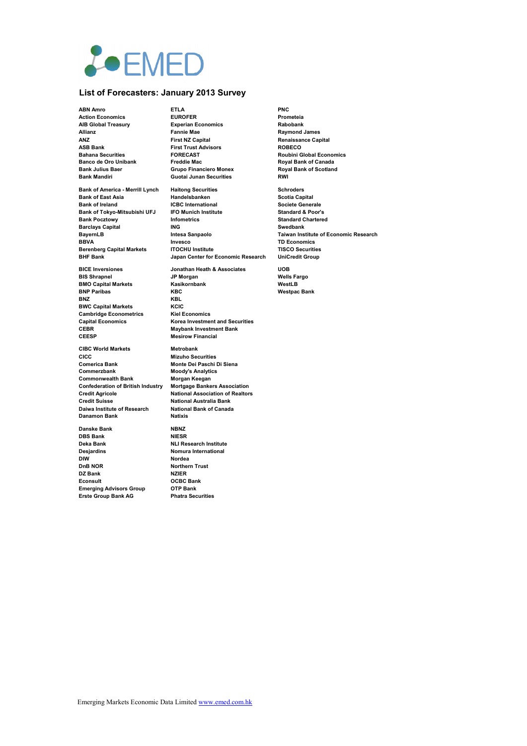EMED

## List of Forecasters: January 2013 Survey

**ABN Amro**
**Action Economics**
**AIB Global Treasury**
**Allianz**
**ANZ**
**ASB Bank**
**Bahana Securities**
**Banco de Oro Unibank**
**Bank Julius Baer**
**Bank Mandiri**

**Bank of America - Merrill Lynch**
**Bank of East Asia**
**Bank of Ireland**
**Bank of Tokyo-Mitsubishi UFJ**
**Bank Pocztowy**
**Barclays Capital**
**BayernLB**
**BBVA**
**Berenberg Capital Markets**
**BHF Bank**

**BICE Inversiones**
**BIS Shrapnel**
**BMO Capital Markets**
**BNP Paribas**
**BNZ**
**BWC Capital Markets**
**Cambridge Econometrics**
**Capital Economics**
**CEBR**
**CEESP**

**CIBC World Markets**
**CICC**
**Comerica Bank**
**Commerzbank**
**Commonwealth Bank**
**Confederation of British Industry**
**Credit Agricole**
**Credit Suisse**
**Daiwa Institute of Research**
**Danamon Bank**

**Danske Bank**
**DBS Bank**
**Deka Bank**
**Desjardins**
**DIW**
**DnB NOR**
**DZ Bank**
**Econsult**
**Emerging Advisors Group**
**Erste Group Bank AG**

**ETLA**
**EUROFER**
**Experian Economics**
**Fannie Mae**
**First NZ Capital**
**First Trust Advisors**
**FORECAST**
**Freddie Mac**
**Grupo Financiero Monex**
**Guotai Junan Securities**

**Haitong Securities**
**Handelsbanken**
**ICBC International**
**IFO Munich Institute**
**Infometrics**
**ING**
**Intesa Sanpaolo**
**Invesco**
**ITOCHU Institute**
**Japan Center for Economic Research**

**Jonathan Heath & Associates**
**JP Morgan**
**Kasikornbank**
**KBC**
**KBL**
**KCIC**
**Kiel Economics**
**Korea Investment and Securities**
**Maybank Investment Bank**
**Mesirow Financial**

**Metrobank**
**Mizuho Securities**
**Monte Dei Paschi Di Siena**
**Moody's Analytics**
**Morgan Keegan**
**Mortgage Bankers Association**
**National Association of Realtors**
**National Australia Bank**
**National Bank of Canada**
**Natixis**

**NBNZ**
**NIESR**
**NLI Research Institute**
**Nomura International**
**Nordea**
**Northern Trust**
**NZIER**
**OCBC Bank**
**OTP Bank**
**Phatra Securities**

**PNC**
**Prometeia**
**Rabobank**
**Raymond James**
**Renaissance Capital**
**ROBECO**
**Roubini Global Economics**
**Royal Bank of Canada**
**Royal Bank of Scotland**
**RWI**

**Schroders**
**Scotia Capital**
**Societe Generale**
**Standard & Poor's**
**Standard Chartered**
**Swedbank**
**Taiwan Institute of Economic Research**
**TD Economics**
**TISCO Securities**
**UniCredit Group**

**UOB**
**Wells Fargo**
**WestLB**
**Westpac Bank**

Emerging Markets Economic Data Limited www.emed.com.hk